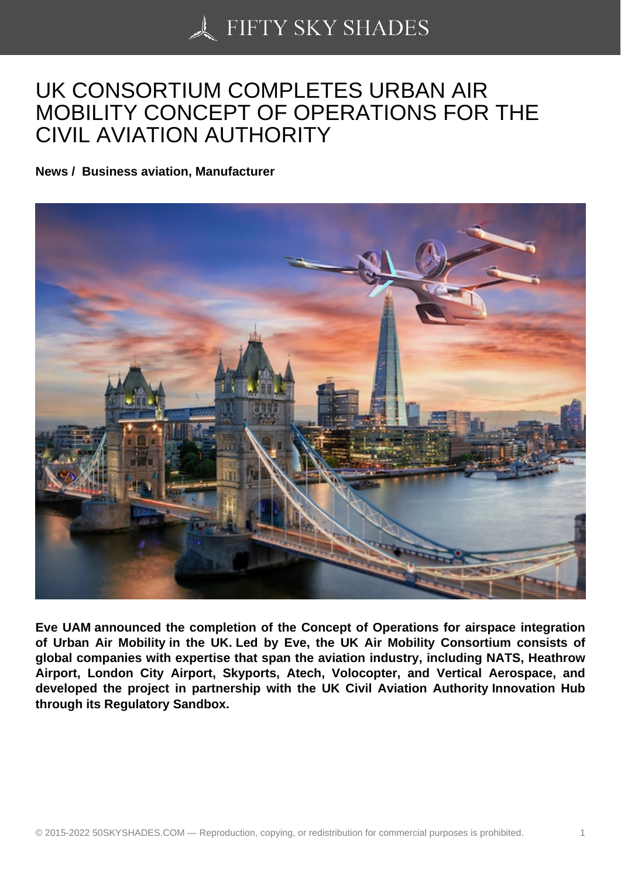# UK CONSORTIUM COMPLETES URBAN AIR MOBILITY CONCEPT OF OPERATIONS FOR THE CIVIL AVIATION AUTHORITY

**News / Business aviation, Manufacturer**

**Eve UAM announced the completion of the Concept of Operations for airspace integration of Urban Air Mobility in the UK. Led by Eve, the UK Air Mobility Consortium consists of global companies with expertise that span the aviation industry, including NATS, Heathrow Airport, London City Airport, Skyports, Atech, Volocopter, and Vertical Aerospace, and developed the project in partnership with the UK Civil Aviation Authority Innovation Hub through its Regulatory Sandbox.**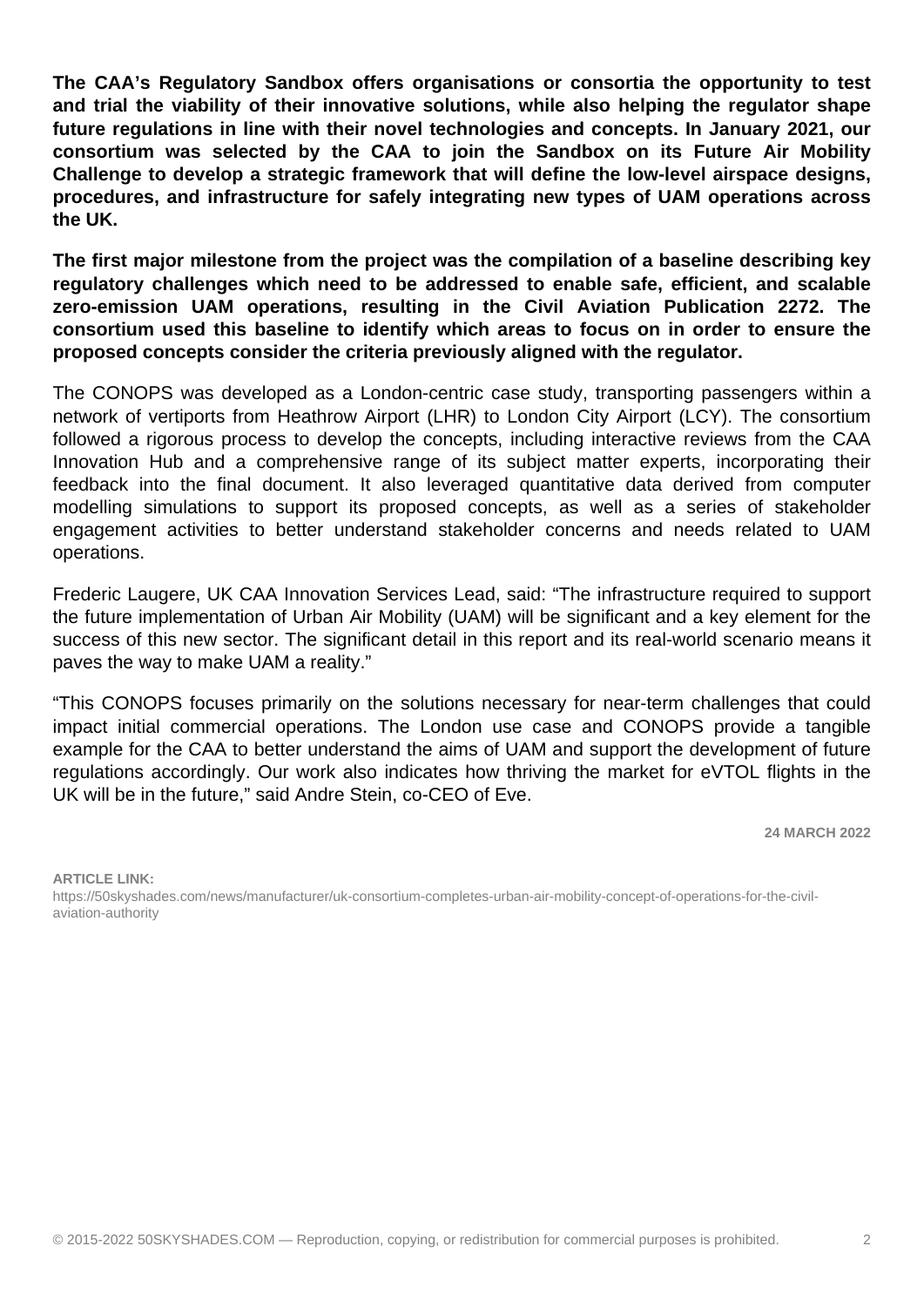**The CAA's Regulatory Sandbox offers organisations or consortia the opportunity to test and trial the viability of their innovative solutions, while also helping the regulator shape future regulations in line with their novel technologies and concepts. In January 2021, our consortium was selected by the CAA to join the Sandbox on its Future Air Mobility Challenge to develop a strategic framework that will define the low-level airspace designs, procedures, and infrastructure for safely integrating new types of UAM operations across the UK.**

**The first major milestone from the project was the compilation of a baseline describing key regulatory challenges which need to be addressed to enable safe, efficient, and scalable zero-emission UAM operations, resulting in the Civil Aviation Publication 2272. The consortium used this baseline to identify which areas to focus on in order to ensure the proposed concepts consider the criteria previously aligned with the regulator.**

The CONOPS was developed as a London-centric case study, transporting passengers within a network of vertiports from Heathrow Airport (LHR) to London City Airport (LCY). The consortium followed a rigorous process to develop the concepts, including interactive reviews from the CAA Innovation Hub and a comprehensive range of its subject matter experts, incorporating their feedback into the final document. It also leveraged quantitative data derived from computer modelling simulations to support its proposed concepts, as well as a series of stakeholder engagement activities to better understand stakeholder concerns and needs related to UAM operations.

Frederic Laugere, UK CAA Innovation Services Lead, said: "The infrastructure required to support the future implementation of Urban Air Mobility (UAM) will be significant and a key element for the success of this new sector. The significant detail in this report and its real-world scenario means it paves the way to make UAM a reality."

"This CONOPS focuses primarily on the solutions necessary for near-term challenges that could impact initial commercial operations. The London use case and CONOPS provide a tangible example for the CAA to better understand the aims of UAM and support the development of future regulations accordingly. Our work also indicates how thriving the market for eVTOL flights in the UK will be in the future," said Andre Stein, co-CEO of Eve.

**24 MARCH 2022**

**ARTICLE LINK:**
https://50skyshades.com/news/manufacturer/uk-consortium-completes-urban-air-mobility-concept-of-operations-for-the-civil-aviation-authority

© 2015-2022 50SKYSHADES.COM — Reproduction, copying, or redistribution for commercial purposes is prohibited.